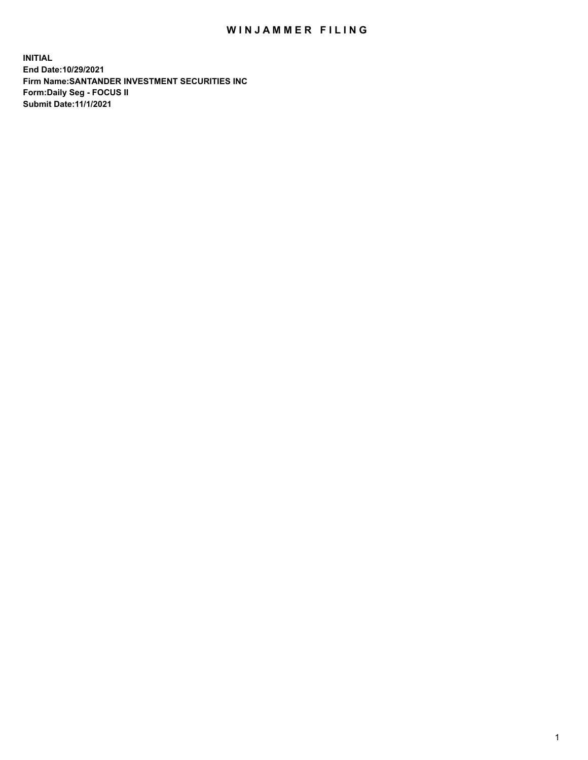# WINJAMMER FILING

**INITIAL**
**End Date:10/29/2021**
**Firm Name:SANTANDER INVESTMENT SECURITIES INC**
**Form:Daily Seg - FOCUS II**
**Submit Date:11/1/2021**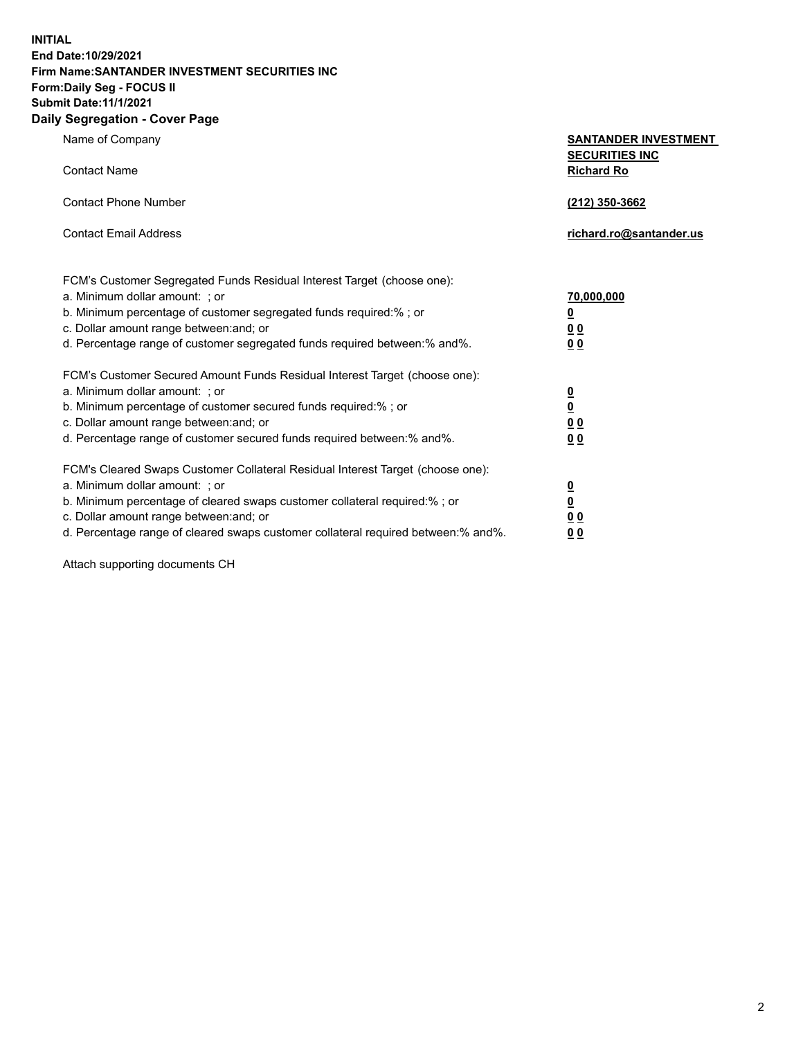**INITIAL**
**End Date:10/29/2021**
**Firm Name:SANTANDER INVESTMENT SECURITIES INC**
**Form:Daily Seg - FOCUS II**
**Submit Date:11/1/2021**

## Daily Segregation - Cover Page

| | |
|---|---|
| Name of Company | **SANTANDER INVESTMENT SECURITIES INC** |
| Contact Name | **Richard Ro** |
| Contact Phone Number | **(212) 350-3662** |
| Contact Email Address | **richard.ro@santander.us** |

| | |
|---|---|
| FCM's Customer Segregated Funds Residual Interest Target (choose one): | |
| a. Minimum dollar amount: ; or | **70,000,000** |
| b. Minimum percentage of customer segregated funds required:% ; or | **0** |
| c. Dollar amount range between:and; or | **0 0** |
| d. Percentage range of customer segregated funds required between:% and%. | **0 0** |
| FCM's Customer Secured Amount Funds Residual Interest Target (choose one): | |
| a. Minimum dollar amount: ; or | **0** |
| b. Minimum percentage of customer secured funds required:% ; or | **0** |
| c. Dollar amount range between:and; or | **0 0** |
| d. Percentage range of customer secured funds required between:% and%. | **0 0** |
| FCM's Cleared Swaps Customer Collateral Residual Interest Target (choose one): | |
| a. Minimum dollar amount: ; or | **0** |
| b. Minimum percentage of cleared swaps customer collateral required:% ; or | **0** |
| c. Dollar amount range between:and; or | **0 0** |
| d. Percentage range of cleared swaps customer collateral required between:% and%. | **0 0** |

Attach supporting documents CH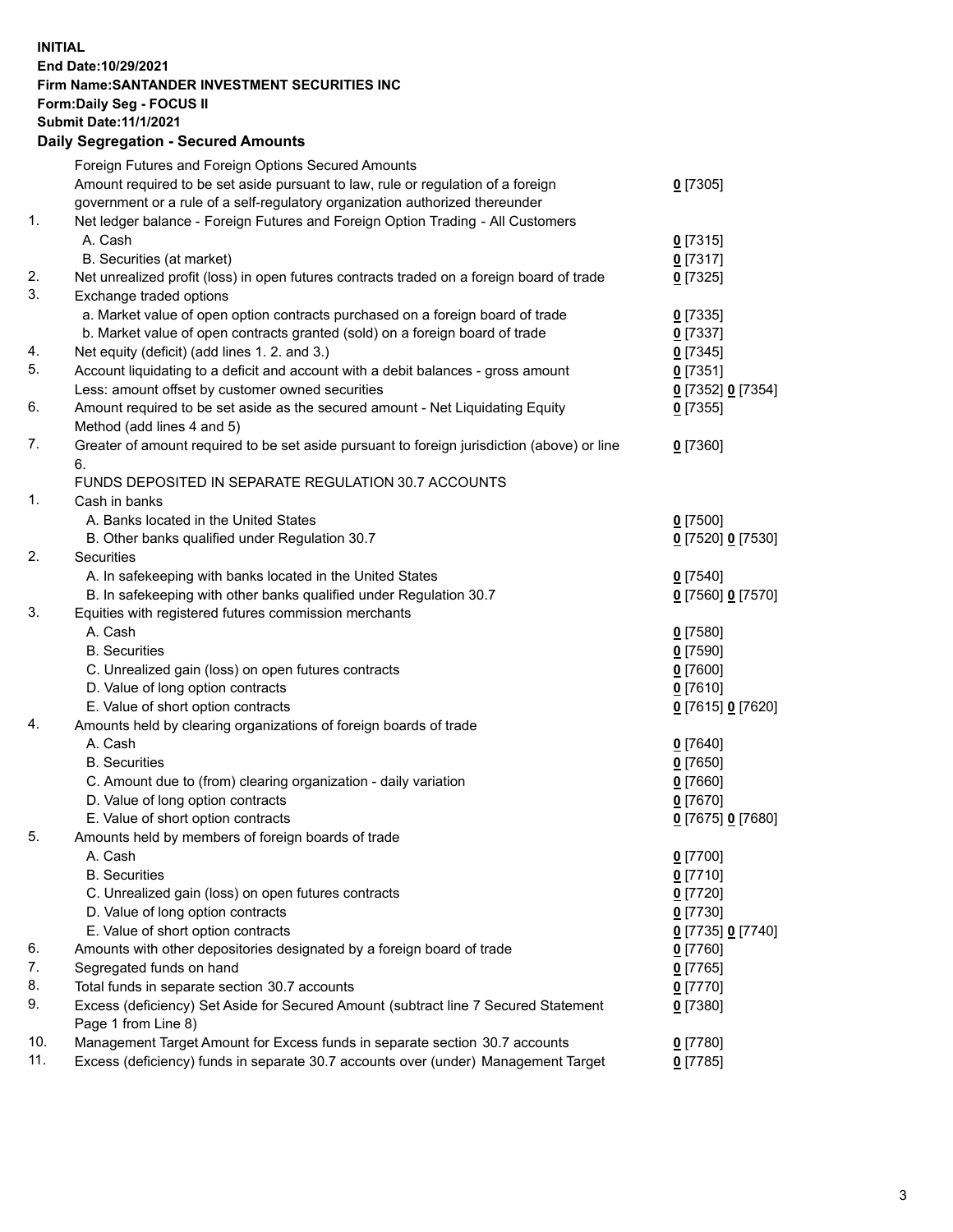**INITIAL**
**End Date:10/29/2021**
**Firm Name:SANTANDER INVESTMENT SECURITIES INC**
**Form:Daily Seg - FOCUS II**
**Submit Date:11/1/2021**

## Daily Segregation - Secured Amounts

| | | |
|---|---|---|
| | Foreign Futures and Foreign Options Secured Amounts | |
| | Amount required to be set aside pursuant to law, rule or regulation of a foreign government or a rule of a self-regulatory organization authorized thereunder | 0 [7305] |
| 1. | Net ledger balance - Foreign Futures and Foreign Option Trading - All Customers | |
| | A. Cash | 0 [7315] |
| | B. Securities (at market) | 0 [7317] |
| 2. | Net unrealized profit (loss) in open futures contracts traded on a foreign board of trade | 0 [7325] |
| 3. | Exchange traded options | |
| | a. Market value of open option contracts purchased on a foreign board of trade | 0 [7335] |
| | b. Market value of open contracts granted (sold) on a foreign board of trade | 0 [7337] |
| 4. | Net equity (deficit) (add lines 1. 2. and 3.) | 0 [7345] |
| 5. | Account liquidating to a deficit and account with a debit balances - gross amount | 0 [7351] |
| | Less: amount offset by customer owned securities | 0 [7352] 0 [7354] |
| 6. | Amount required to be set aside as the secured amount - Net Liquidating Equity Method (add lines 4 and 5) | 0 [7355] |
| 7. | Greater of amount required to be set aside pursuant to foreign jurisdiction (above) or line 6. | 0 [7360] |
| | FUNDS DEPOSITED IN SEPARATE REGULATION 30.7 ACCOUNTS | |
| 1. | Cash in banks | |
| | A. Banks located in the United States | 0 [7500] |
| | B. Other banks qualified under Regulation 30.7 | 0 [7520] 0 [7530] |
| 2. | Securities | |
| | A. In safekeeping with banks located in the United States | 0 [7540] |
| | B. In safekeeping with other banks qualified under Regulation 30.7 | 0 [7560] 0 [7570] |
| 3. | Equities with registered futures commission merchants | |
| | A. Cash | 0 [7580] |
| | B. Securities | 0 [7590] |
| | C. Unrealized gain (loss) on open futures contracts | 0 [7600] |
| | D. Value of long option contracts | 0 [7610] |
| | E. Value of short option contracts | 0 [7615] 0 [7620] |
| 4. | Amounts held by clearing organizations of foreign boards of trade | |
| | A. Cash | 0 [7640] |
| | B. Securities | 0 [7650] |
| | C. Amount due to (from) clearing organization - daily variation | 0 [7660] |
| | D. Value of long option contracts | 0 [7670] |
| | E. Value of short option contracts | 0 [7675] 0 [7680] |
| 5. | Amounts held by members of foreign boards of trade | |
| | A. Cash | 0 [7700] |
| | B. Securities | 0 [7710] |
| | C. Unrealized gain (loss) on open futures contracts | 0 [7720] |
| | D. Value of long option contracts | 0 [7730] |
| | E. Value of short option contracts | 0 [7735] 0 [7740] |
| 6. | Amounts with other depositories designated by a foreign board of trade | 0 [7760] |
| 7. | Segregated funds on hand | 0 [7765] |
| 8. | Total funds in separate section 30.7 accounts | 0 [7770] |
| 9. | Excess (deficiency) Set Aside for Secured Amount (subtract line 7 Secured Statement Page 1 from Line 8) | 0 [7380] |
| 10. | Management Target Amount for Excess funds in separate section 30.7 accounts | 0 [7780] |
| 11. | Excess (deficiency) funds in separate 30.7 accounts over (under) Management Target | 0 [7785] |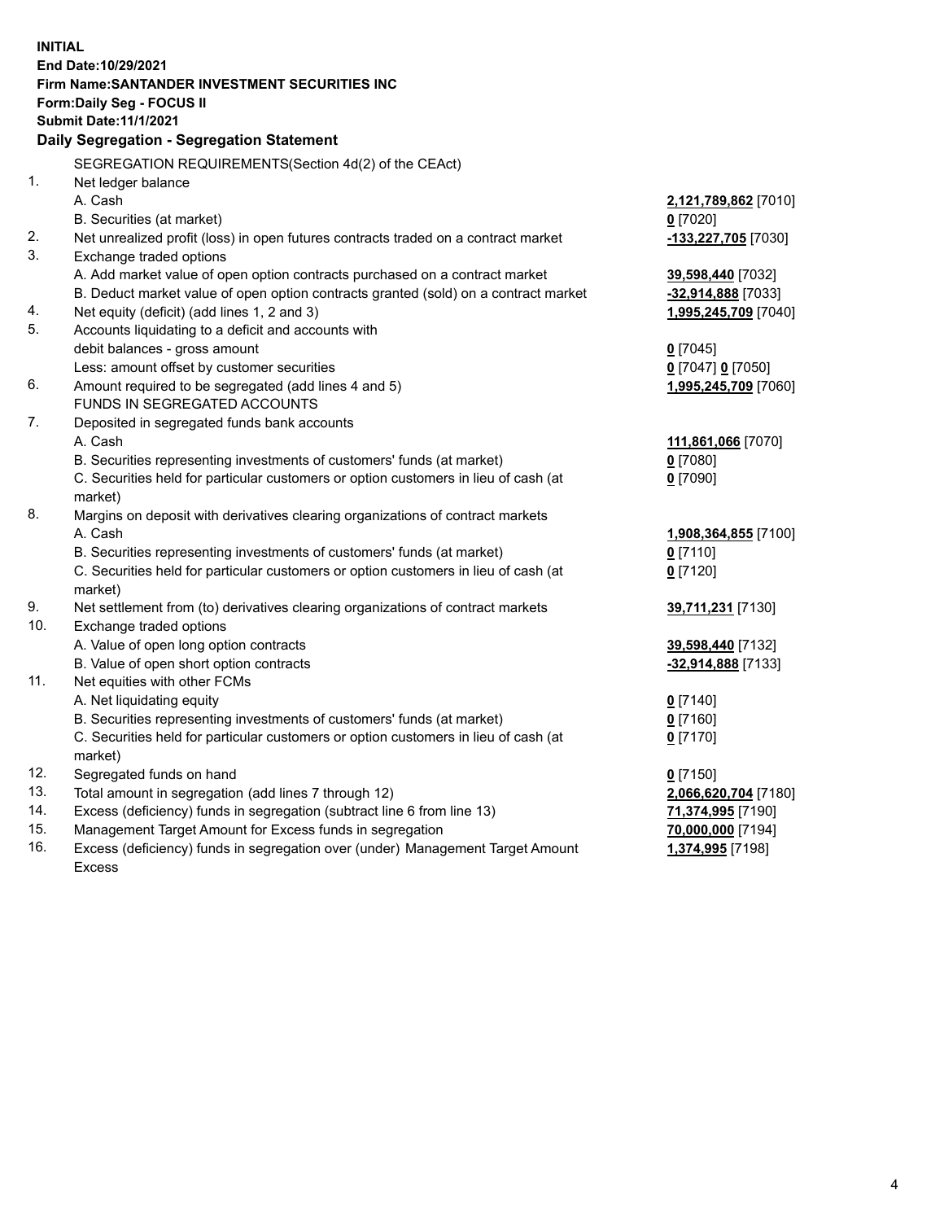**INITIAL**
**End Date:10/29/2021**
**Firm Name:SANTANDER INVESTMENT SECURITIES INC**
**Form:Daily Seg - FOCUS II**
**Submit Date:11/1/2021**

## Daily Segregation - Segregation Statement

| | | |
|---|---|---|
| | SEGREGATION REQUIREMENTS(Section 4d(2) of the CEAct) | |
| 1. | Net ledger balance | |
| | A. Cash | **2,121,789,862** [7010] |
| | B. Securities (at market) | **0** [7020] |
| 2. | Net unrealized profit (loss) in open futures contracts traded on a contract market | **-133,227,705** [7030] |
| 3. | Exchange traded options | |
| | A. Add market value of open option contracts purchased on a contract market | **39,598,440** [7032] |
| | B. Deduct market value of open option contracts granted (sold) on a contract market | **-32,914,888** [7033] |
| 4. | Net equity (deficit) (add lines 1, 2 and 3) | **1,995,245,709** [7040] |
| 5. | Accounts liquidating to a deficit and accounts with debit balances - gross amount | **0** [7045] |
| | Less: amount offset by customer securities | **0** [7047] **0** [7050] |
| 6. | Amount required to be segregated (add lines 4 and 5) | **1,995,245,709** [7060] |
| | FUNDS IN SEGREGATED ACCOUNTS | |
| 7. | Deposited in segregated funds bank accounts | |
| | A. Cash | **111,861,066** [7070] |
| | B. Securities representing investments of customers' funds (at market) | **0** [7080] |
| | C. Securities held for particular customers or option customers in lieu of cash (at market) | **0** [7090] |
| 8. | Margins on deposit with derivatives clearing organizations of contract markets | |
| | A. Cash | **1,908,364,855** [7100] |
| | B. Securities representing investments of customers' funds (at market) | **0** [7110] |
| | C. Securities held for particular customers or option customers in lieu of cash (at market) | **0** [7120] |
| 9. | Net settlement from (to) derivatives clearing organizations of contract markets | **39,711,231** [7130] |
| 10. | Exchange traded options | |
| | A. Value of open long option contracts | **39,598,440** [7132] |
| | B. Value of open short option contracts | **-32,914,888** [7133] |
| 11. | Net equities with other FCMs | |
| | A. Net liquidating equity | **0** [7140] |
| | B. Securities representing investments of customers' funds (at market) | **0** [7160] |
| | C. Securities held for particular customers or option customers in lieu of cash (at market) | **0** [7170] |
| 12. | Segregated funds on hand | **0** [7150] |
| 13. | Total amount in segregation (add lines 7 through 12) | **2,066,620,704** [7180] |
| 14. | Excess (deficiency) funds in segregation (subtract line 6 from line 13) | **71,374,995** [7190] |
| 15. | Management Target Amount for Excess funds in segregation | **70,000,000** [7194] |
| 16. | Excess (deficiency) funds in segregation over (under) Management Target Amount Excess | **1,374,995** [7198] |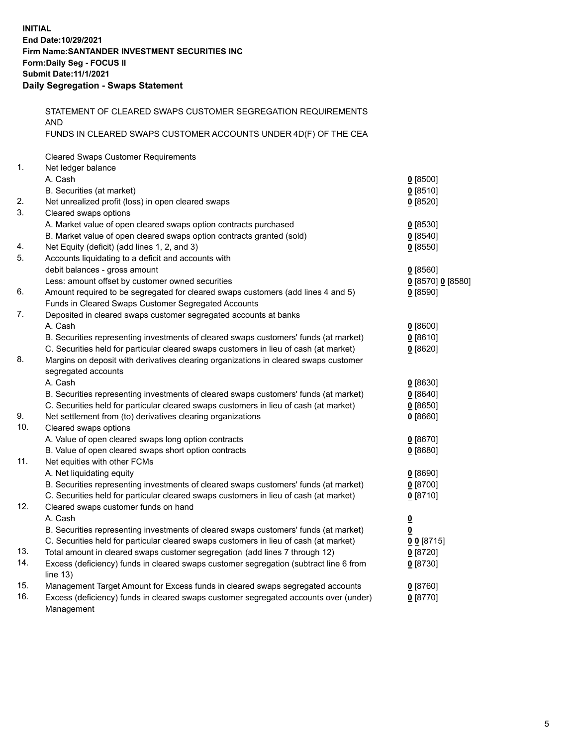**INITIAL**
**End Date:10/29/2021**
**Firm Name:SANTANDER INVESTMENT SECURITIES INC**
**Form:Daily Seg - FOCUS II**
**Submit Date:11/1/2021**
**Daily Segregation - Swaps Statement**

STATEMENT OF CLEARED SWAPS CUSTOMER SEGREGATION REQUIREMENTS AND FUNDS IN CLEARED SWAPS CUSTOMER ACCOUNTS UNDER 4D(F) OF THE CEA

| | | |
|---|---|---|
| | Cleared Swaps Customer Requirements | |
| 1. | Net ledger balance | |
| | A. Cash | 0 [8500] |
| | B. Securities (at market) | 0 [8510] |
| 2. | Net unrealized profit (loss) in open cleared swaps | 0 [8520] |
| 3. | Cleared swaps options | |
| | A. Market value of open cleared swaps option contracts purchased | 0 [8530] |
| | B. Market value of open cleared swaps option contracts granted (sold) | 0 [8540] |
| 4. | Net Equity (deficit) (add lines 1, 2, and 3) | 0 [8550] |
| 5. | Accounts liquidating to a deficit and accounts with debit balances - gross amount | 0 [8560] |
| | Less: amount offset by customer owned securities | 0 [8570] 0 [8580] |
| 6. | Amount required to be segregated for cleared swaps customers (add lines 4 and 5) | 0 [8590] |
| | Funds in Cleared Swaps Customer Segregated Accounts | |
| 7. | Deposited in cleared swaps customer segregated accounts at banks | |
| | A. Cash | 0 [8600] |
| | B. Securities representing investments of cleared swaps customers' funds (at market) | 0 [8610] |
| | C. Securities held for particular cleared swaps customers in lieu of cash (at market) | 0 [8620] |
| 8. | Margins on deposit with derivatives clearing organizations in cleared swaps customer segregated accounts | |
| | A. Cash | 0 [8630] |
| | B. Securities representing investments of cleared swaps customers' funds (at market) | 0 [8640] |
| | C. Securities held for particular cleared swaps customers in lieu of cash (at market) | 0 [8650] |
| 9. | Net settlement from (to) derivatives clearing organizations | 0 [8660] |
| 10. | Cleared swaps options | |
| | A. Value of open cleared swaps long option contracts | 0 [8670] |
| | B. Value of open cleared swaps short option contracts | 0 [8680] |
| 11. | Net equities with other FCMs | |
| | A. Net liquidating equity | 0 [8690] |
| | B. Securities representing investments of cleared swaps customers' funds (at market) | 0 [8700] |
| | C. Securities held for particular cleared swaps customers in lieu of cash (at market) | 0 [8710] |
| 12. | Cleared swaps customer funds on hand | |
| | A. Cash | 0 |
| | B. Securities representing investments of cleared swaps customers' funds (at market) | 0 |
| | C. Securities held for particular cleared swaps customers in lieu of cash (at market) | 0 0 [8715] |
| 13. | Total amount in cleared swaps customer segregation (add lines 7 through 12) | 0 [8720] |
| 14. | Excess (deficiency) funds in cleared swaps customer segregation (subtract line 6 from line 13) | 0 [8730] |
| 15. | Management Target Amount for Excess funds in cleared swaps segregated accounts | 0 [8760] |
| 16. | Excess (deficiency) funds in cleared swaps customer segregated accounts over (under) Management | 0 [8770] |